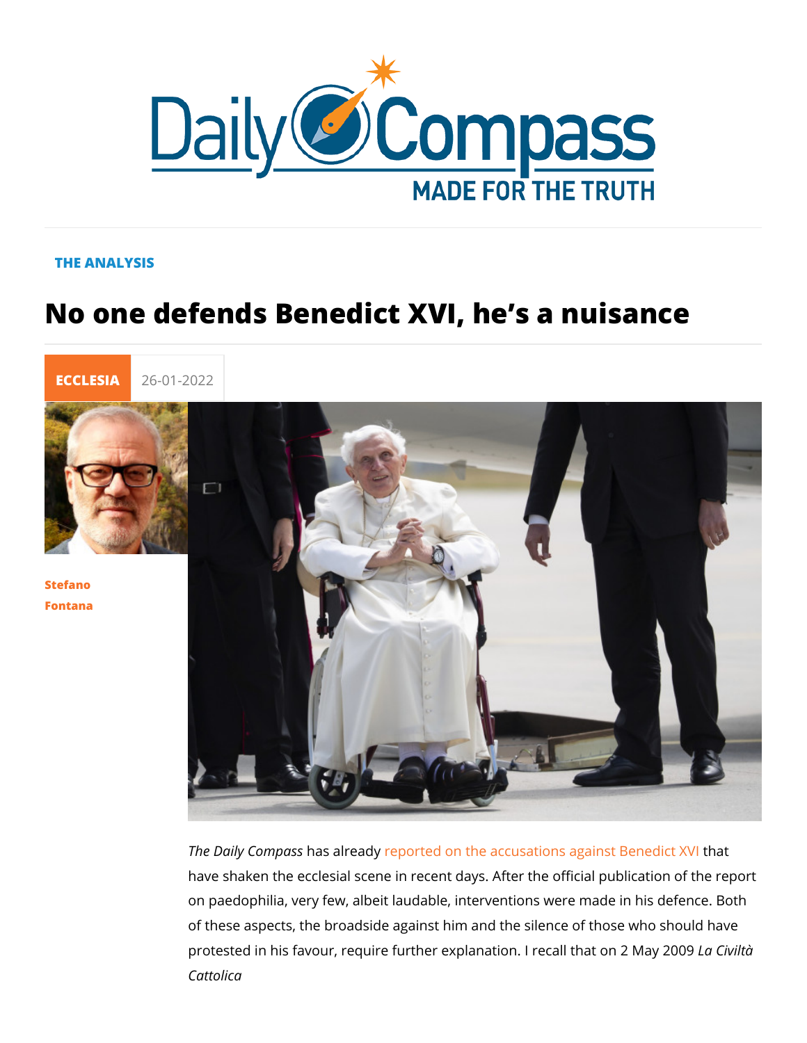THE ANALYSIS

# No one defends Benedict XVI, he's a nuisance

ECCLESIA 26-01-2022

Stefano Fontana

*The Daily Compass* has already reported on the accusations against Benedict XVI that have shaken the ecclesial scene in recent days. After the official publication of the report on paedophilia, very few, albeit laudable, interventions were made in his defence. Both of these aspects, the broadside against him and the silence of those who should have protested in his favour, require further explanation. I recall that on 2 May 2009 *La Civiltà Cattolica*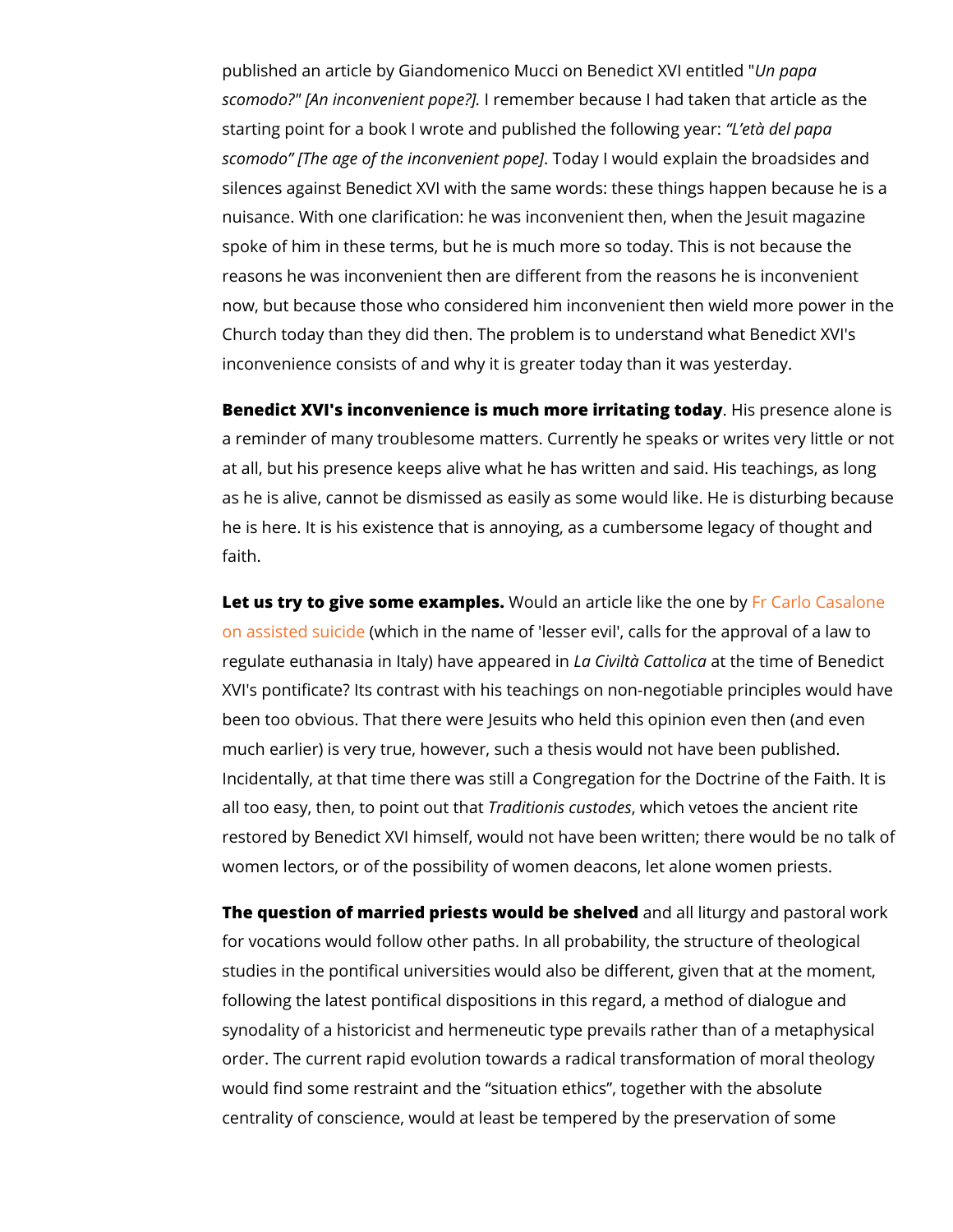published an article by Giandomenico Mucci on Benedict XVI entitled "*Un papa scomodo?" [An inconvenient pope?].* I remember because I had taken that article as the starting point for a book I wrote and published the following year: *"L'età del papa scomodo" [The age of the inconvenient pope]*. Today I would explain the broadsides and silences against Benedict XVI with the same words: these things happen because he is a nuisance. With one clarification: he was inconvenient then, when the Jesuit magazine spoke of him in these terms, but he is much more so today. This is not because the reasons he was inconvenient then are different from the reasons he is inconvenient now, but because those who considered him inconvenient then wield more power in the Church today than they did then. The problem is to understand what Benedict XVI's inconvenience consists of and why it is greater today than it was yesterday.

**Benedict XVI's inconvenience is much more irritating today**. His presence alone is a reminder of many troublesome matters. Currently he speaks or writes very little or not at all, but his presence keeps alive what he has written and said. His teachings, as long as he is alive, cannot be dismissed as easily as some would like. He is disturbing because he is here. It is his existence that is annoying, as a cumbersome legacy of thought and faith.

**Let us try to give some examples.** Would an article like the one by Fr Carlo Casalone on assisted suicide (which in the name of 'lesser evil', calls for the approval of a law to regulate euthanasia in Italy) have appeared in *La Civiltà Cattolica* at the time of Benedict XVI's pontificate? Its contrast with his teachings on non-negotiable principles would have been too obvious. That there were Jesuits who held this opinion even then (and even much earlier) is very true, however, such a thesis would not have been published. Incidentally, at that time there was still a Congregation for the Doctrine of the Faith. It is all too easy, then, to point out that *Traditionis custodes*, which vetoes the ancient rite restored by Benedict XVI himself, would not have been written; there would be no talk of women lectors, or of the possibility of women deacons, let alone women priests.

**The question of married priests would be shelved** and all liturgy and pastoral work for vocations would follow other paths. In all probability, the structure of theological studies in the pontifical universities would also be different, given that at the moment, following the latest pontifical dispositions in this regard, a method of dialogue and synodality of a historicist and hermeneutic type prevails rather than of a metaphysical order. The current rapid evolution towards a radical transformation of moral theology would find some restraint and the "situation ethics", together with the absolute centrality of conscience, would at least be tempered by the preservation of some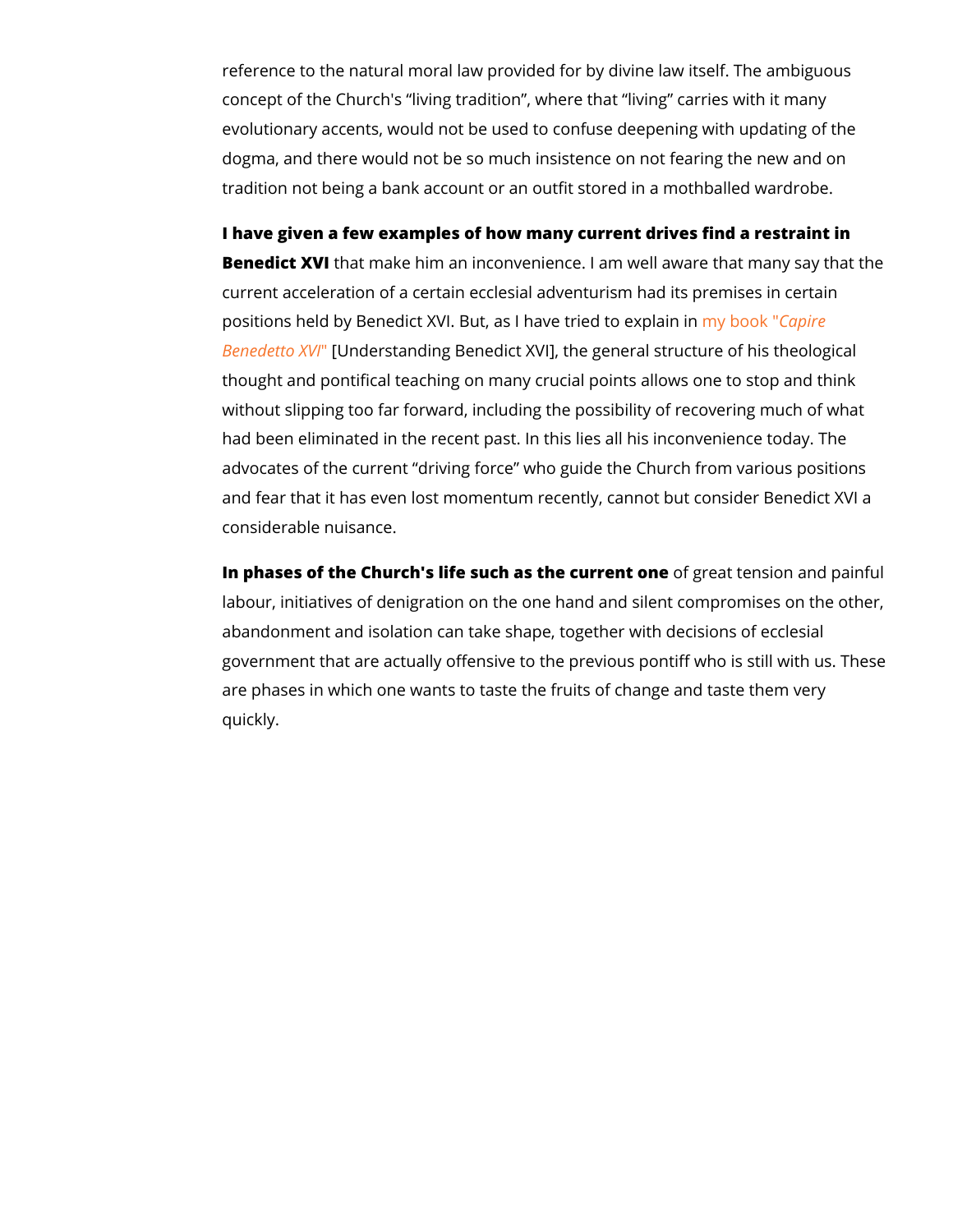reference to the natural moral law provided for by divine law itself. The ambiguous concept of the Church's “living tradition”, where that “living” carries with it many evolutionary accents, would not be used to confuse deepening with updating of the dogma, and there would not be so much insistence on not fearing the new and on tradition not being a bank account or an outfit stored in a mothballed wardrobe.

**I have given a few examples of how many current drives find a restraint in Benedict XVI** that make him an inconvenience. I am well aware that many say that the current acceleration of a certain ecclesial adventurism had its premises in certain positions held by Benedict XVI. But, as I have tried to explain in my book "*Capire Benedetto XVI*" [Understanding Benedict XVI], the general structure of his theological thought and pontifical teaching on many crucial points allows one to stop and think without slipping too far forward, including the possibility of recovering much of what had been eliminated in the recent past. In this lies all his inconvenience today. The advocates of the current “driving force” who guide the Church from various positions and fear that it has even lost momentum recently, cannot but consider Benedict XVI a considerable nuisance.

**In phases of the Church's life such as the current one** of great tension and painful labour, initiatives of denigration on the one hand and silent compromises on the other, abandonment and isolation can take shape, together with decisions of ecclesial government that are actually offensive to the previous pontiff who is still with us. These are phases in which one wants to taste the fruits of change and taste them very quickly.